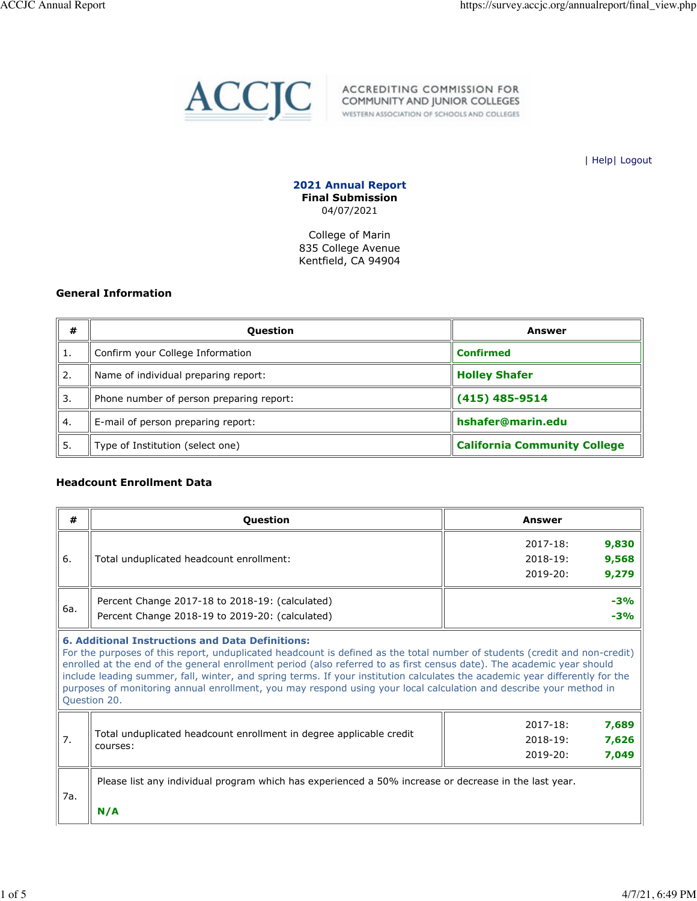ACCREDITING COMMISSION FOR COMMUNITY AND JUNIOR COLLEGES
WESTERN ASSOCIATION OF SCHOOLS AND COLLEGES

| Help| Logout

**2021 Annual Report**
**Final Submission**
04/07/2021

College of Marin
835 College Avenue
Kentfield, CA 94904

### General Information

| # | Question | Answer |
|---|---|---|
| 1. | Confirm your College Information | **Confirmed** |
| 2. | Name of individual preparing report: | **Holley Shafer** |
| 3. | Phone number of person preparing report: | **(415) 485-9514** |
| 4. | E-mail of person preparing report: | **hshafer@marin.edu** |
| 5. | Type of Institution (select one) | **California Community College** |

### Headcount Enrollment Data

| # | Question | Answer |
|---|---|---|
| 6. | Total unduplicated headcount enrollment: | 2017-18: **9,830**<br>2018-19: **9,568**<br>2019-20: **9,279** |
| 6a. | Percent Change 2017-18 to 2018-19: (calculated)<br>Percent Change 2018-19 to 2019-20: (calculated) | **-3%**<br>**-3%** |
| | **6. Additional Instructions and Data Definitions:** For the purposes of this report, unduplicated headcount is defined as the total number of students (credit and non-credit) enrolled at the end of the general enrollment period (also referred to as first census date). The academic year should include leading summer, fall, winter, and spring terms. If your institution calculates the academic year differently for the purposes of monitoring annual enrollment, you may respond using your local calculation and describe your method in Question 20. | |
| 7. | Total unduplicated headcount enrollment in degree applicable credit courses: | 2017-18: **7,689**<br>2018-19: **7,626**<br>2019-20: **7,049** |
| 7a. | Please list any individual program which has experienced a 50% increase or decrease in the last year.<br><br>**N/A** | |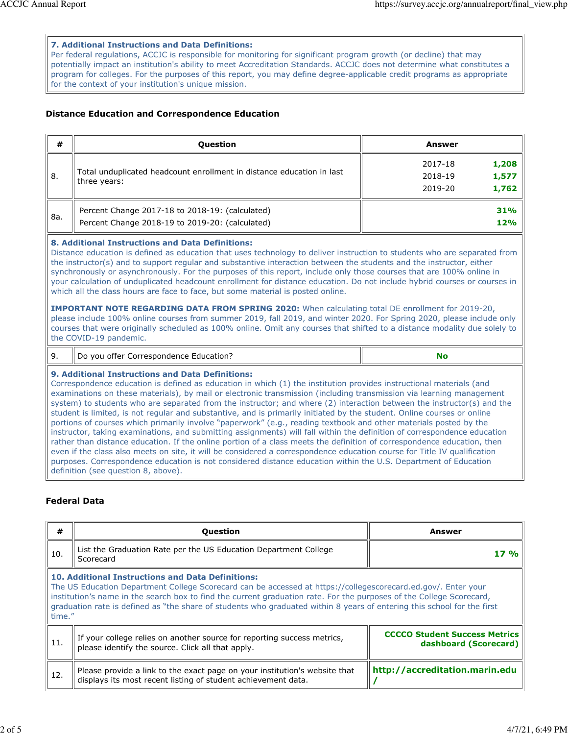**7. Additional Instructions and Data Definitions:**
Per federal regulations, ACCJC is responsible for monitoring for significant program growth (or decline) that may potentially impact an institution's ability to meet Accreditation Standards. ACCJC does not determine what constitutes a program for colleges. For the purposes of this report, you may define degree-applicable credit programs as appropriate for the context of your institution's unique mission.

### Distance Education and Correspondence Education

| # | Question | Answer |
|---|---|---|
| 8. | Total unduplicated headcount enrollment in distance education in last three years: | 2017-18 **1,208**<br>2018-19 **1,577**<br>2019-20 **1,762** |
| 8a. | Percent Change 2017-18 to 2018-19: (calculated)<br>Percent Change 2018-19 to 2019-20: (calculated) | **31%**<br>**12%** |

**8. Additional Instructions and Data Definitions:**
Distance education is defined as education that uses technology to deliver instruction to students who are separated from the instructor(s) and to support regular and substantive interaction between the students and the instructor, either synchronously or asynchronously. For the purposes of this report, include only those courses that are 100% online in your calculation of unduplicated headcount enrollment for distance education. Do not include hybrid courses or courses in which all the class hours are face to face, but some material is posted online.

**IMPORTANT NOTE REGARDING DATA FROM SPRING 2020:** When calculating total DE enrollment for 2019-20, please include 100% online courses from summer 2019, fall 2019, and winter 2020. For Spring 2020, please include only courses that were originally scheduled as 100% online. Omit any courses that shifted to a distance modality due solely to the COVID-19 pandemic.

| # | Question | Answer |
|---|---|---|
| 9. | Do you offer Correspondence Education? | **No** |

**9. Additional Instructions and Data Definitions:**
Correspondence education is defined as education in which (1) the institution provides instructional materials (and examinations on these materials), by mail or electronic transmission (including transmission via learning management system) to students who are separated from the instructor; and where (2) interaction between the instructor(s) and the student is limited, is not regular and substantive, and is primarily initiated by the student. Online courses or online portions of courses which primarily involve "paperwork" (e.g., reading textbook and other materials posted by the instructor, taking examinations, and submitting assignments) will fall within the definition of correspondence education rather than distance education. If the online portion of a class meets the definition of correspondence education, then even if the class also meets on site, it will be considered a correspondence education course for Title IV qualification purposes. Correspondence education is not considered distance education within the U.S. Department of Education definition (see question 8, above).

### Federal Data

| # | Question | Answer |
|---|---|---|
| 10. | List the Graduation Rate per the US Education Department College Scorecard | **17 %** |

**10. Additional Instructions and Data Definitions:**
The US Education Department College Scorecard can be accessed at https://collegescorecard.ed.gov/. Enter your institution's name in the search box to find the current graduation rate. For the purposes of the College Scorecard, graduation rate is defined as "the share of students who graduated within 8 years of entering this school for the first time."

| # | Question | Answer |
|---|---|---|
| 11. | If your college relies on another source for reporting success metrics, please identify the source. Click all that apply. | **CCCCO Student Success Metrics dashboard (Scorecard)** |
| 12. | Please provide a link to the exact page on your institution's website that displays its most recent listing of student achievement data. | **http://accreditation.marin.edu/** |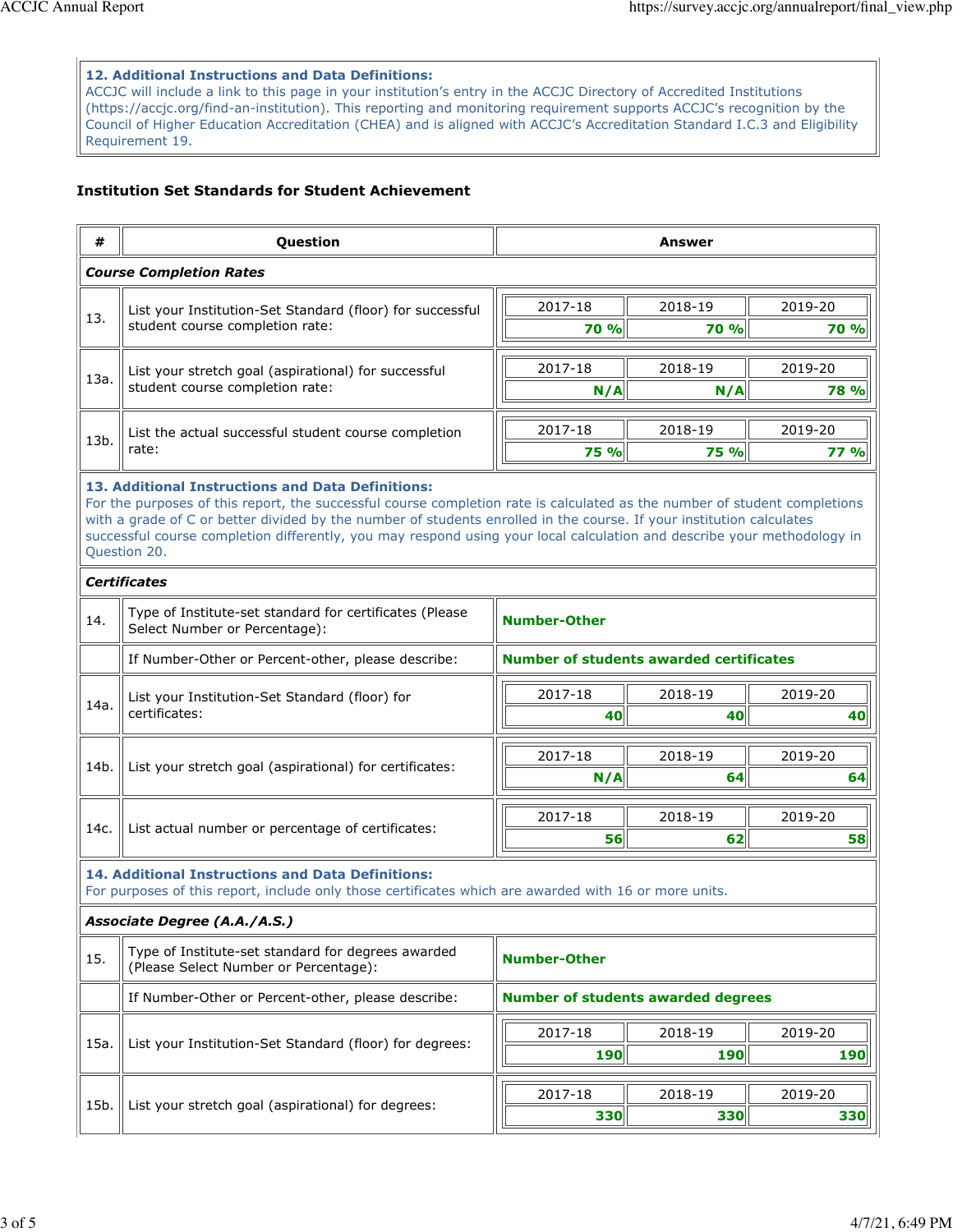| 12. Additional Instructions and Data Definitions: |
|---|
| ACCJC will include a link to this page in your institution's entry in the ACCJC Directory of Accredited Institutions (https://accjc.org/find-an-institution). This reporting and monitoring requirement supports ACCJC's recognition by the Council of Higher Education Accreditation (CHEA) and is aligned with ACCJC's Accreditation Standard I.C.3 and Eligibility Requirement 19. |

### Institution Set Standards for Student Achievement

| # | Question | Answer | | |
|---|---|---|---|---|
| ***Course Completion Rates*** | | | | |
| 13. | List your Institution-Set Standard (floor) for successful student course completion rate: | 2017-18: **70 %** | 2018-19: **70 %** | 2019-20: **70 %** |
| 13a. | List your stretch goal (aspirational) for successful student course completion rate: | 2017-18: **N/A** | 2018-19: **N/A** | 2019-20: **78 %** |
| 13b. | List the actual successful student course completion rate: | 2017-18: **75 %** | 2018-19: **75 %** | 2019-20: **77 %** |
| **13. Additional Instructions and Data Definitions:** For the purposes of this report, the successful course completion rate is calculated as the number of student completions with a grade of C or better divided by the number of students enrolled in the course. If your institution calculates successful course completion differently, you may respond using your local calculation and describe your methodology in Question 20. | | | | |
| ***Certificates*** | | | | |
| 14. | Type of Institute-set standard for certificates (Please Select Number or Percentage): | **Number-Other** | | |
| | If Number-Other or Percent-other, please describe: | **Number of students awarded certificates** | | |
| 14a. | List your Institution-Set Standard (floor) for certificates: | 2017-18: **40** | 2018-19: **40** | 2019-20: **40** |
| 14b. | List your stretch goal (aspirational) for certificates: | 2017-18: **N/A** | 2018-19: **64** | 2019-20: **64** |
| 14c. | List actual number or percentage of certificates: | 2017-18: **56** | 2018-19: **62** | 2019-20: **58** |
| **14. Additional Instructions and Data Definitions:** For purposes of this report, include only those certificates which are awarded with 16 or more units. | | | | |
| ***Associate Degree (A.A./A.S.)*** | | | | |
| 15. | Type of Institute-set standard for degrees awarded (Please Select Number or Percentage): | **Number-Other** | | |
| | If Number-Other or Percent-other, please describe: | **Number of students awarded degrees** | | |
| 15a. | List your Institution-Set Standard (floor) for degrees: | 2017-18: **190** | 2018-19: **190** | 2019-20: **190** |
| 15b. | List your stretch goal (aspirational) for degrees: | 2017-18: **330** | 2018-19: **330** | 2019-20: **330** |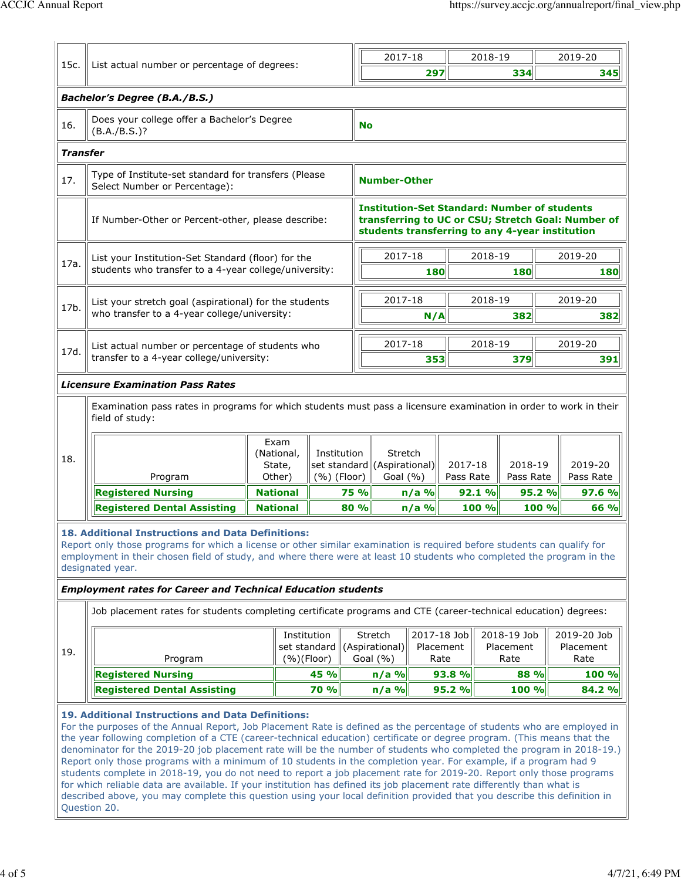| 15c. | List actual number or percentage of degrees: | 2017-18 | 2018-19 | 2019-20 |
|---|---|---|---|---|
| | | **297** | **334** | **345** |

***Bachelor's Degree (B.A./B.S.)***

| 16. | Does your college offer a Bachelor's Degree (B.A./B.S.)? | **No** |
|---|---|---|

***Transfer***

| 17. | Type of Institute-set standard for transfers (Please Select Number or Percentage): | **Number-Other** |
|---|---|---|
| | If Number-Other or Percent-other, please describe: | **Institution-Set Standard: Number of students transferring to UC or CSU; Stretch Goal: Number of students transferring to any 4-year institution** |

| | | 2017-18 | 2018-19 | 2019-20 |
|---|---|---|---|---|
| 17a. | List your Institution-Set Standard (floor) for the students who transfer to a 4-year college/university: | **180** | **180** | **180** |
| 17b. | List your stretch goal (aspirational) for the students who transfer to a 4-year college/university: | **N/A** | **382** | **382** |
| 17d. | List actual number or percentage of students who transfer to a 4-year college/university: | **353** | **379** | **391** |

***Licensure Examination Pass Rates***

18. Examination pass rates in programs for which students must pass a licensure examination in order to work in their field of study:

| Program | Exam (National, State, Other) | Institution set standard (%) (Floor) | Stretch (Aspirational) Goal (%) | 2017-18 Pass Rate | 2018-19 Pass Rate | 2019-20 Pass Rate |
|---|---|---|---|---|---|---|
| **Registered Nursing** | **National** | **75 %** | **n/a %** | **92.1 %** | **95.2 %** | **97.6 %** |
| **Registered Dental Assisting** | **National** | **80 %** | **n/a %** | **100 %** | **100 %** | **66 %** |

**18. Additional Instructions and Data Definitions:**
Report only those programs for which a license or other similar examination is required before students can qualify for employment in their chosen field of study, and where there were at least 10 students who completed the program in the designated year.

***Employment rates for Career and Technical Education students***

19. Job placement rates for students completing certificate programs and CTE (career-technical education) degrees:

| Program | Institution set standard (%)(Floor) | Stretch (Aspirational) Goal (%) | 2017-18 Job Placement Rate | 2018-19 Job Placement Rate | 2019-20 Job Placement Rate |
|---|---|---|---|---|---|
| **Registered Nursing** | **45 %** | **n/a %** | **93.8 %** | **88 %** | **100 %** |
| **Registered Dental Assisting** | **70 %** | **n/a %** | **95.2 %** | **100 %** | **84.2 %** |

**19. Additional Instructions and Data Definitions:**
For the purposes of the Annual Report, Job Placement Rate is defined as the percentage of students who are employed in the year following completion of a CTE (career-technical education) certificate or degree program. (This means that the denominator for the 2019-20 job placement rate will be the number of students who completed the program in 2018-19.) Report only those programs with a minimum of 10 students in the completion year. For example, if a program had 9 students complete in 2018-19, you do not need to report a job placement rate for 2019-20. Report only those programs for which reliable data are available. If your institution has defined its job placement rate differently than what is described above, you may complete this question using your local definition provided that you describe this definition in Question 20.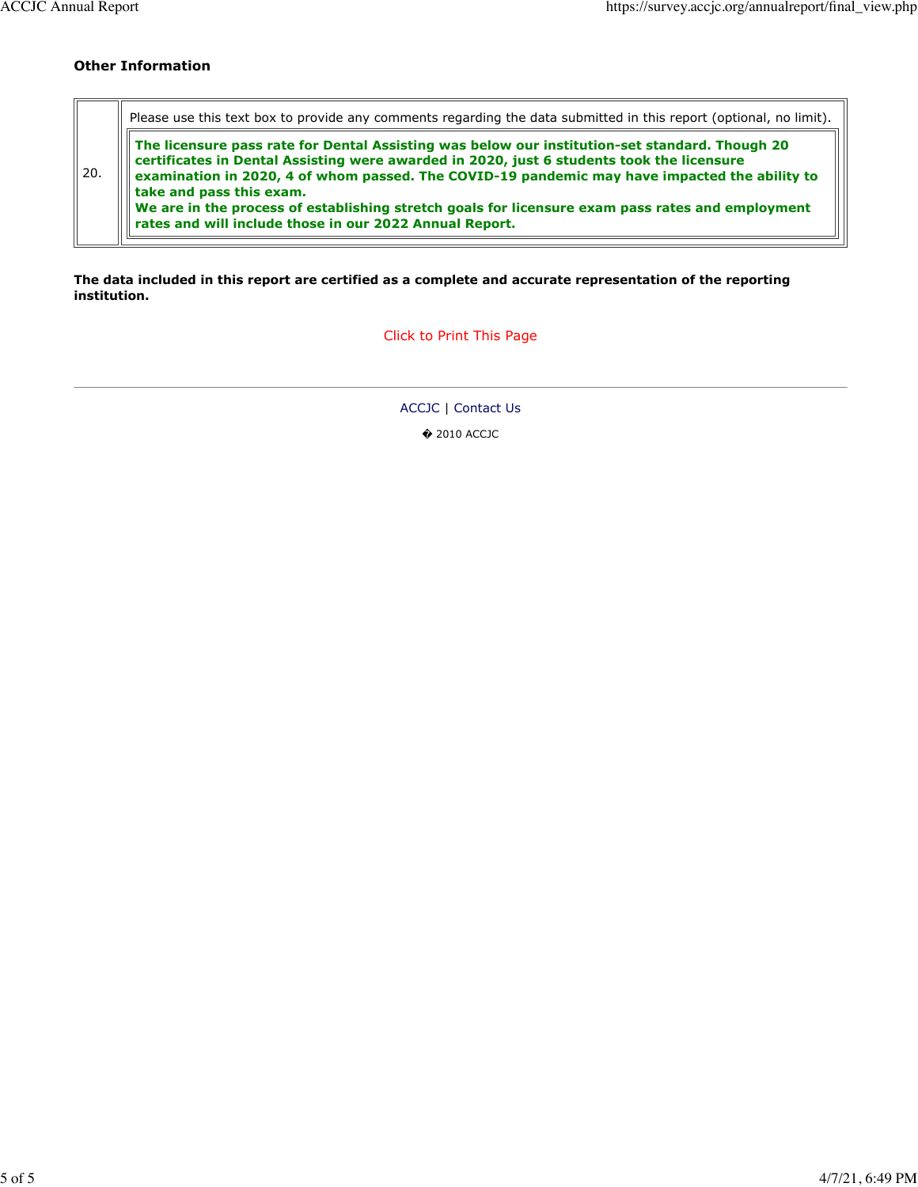**Other Information**

| | |
|---|---|
| 20. | Please use this text box to provide any comments regarding the data submitted in this report (optional, no limit).<br>**The licensure pass rate for Dental Assisting was below our institution-set standard. Though 20 certificates in Dental Assisting were awarded in 2020, just 6 students took the licensure examination in 2020, 4 of whom passed. The COVID-19 pandemic may have impacted the ability to take and pass this exam.**<br>**We are in the process of establishing stretch goals for licensure exam pass rates and employment rates and will include those in our 2022 Annual Report.** |

**The data included in this report are certified as a complete and accurate representation of the reporting institution.**

Click to Print This Page

ACCJC | Contact Us

� 2010 ACCJC